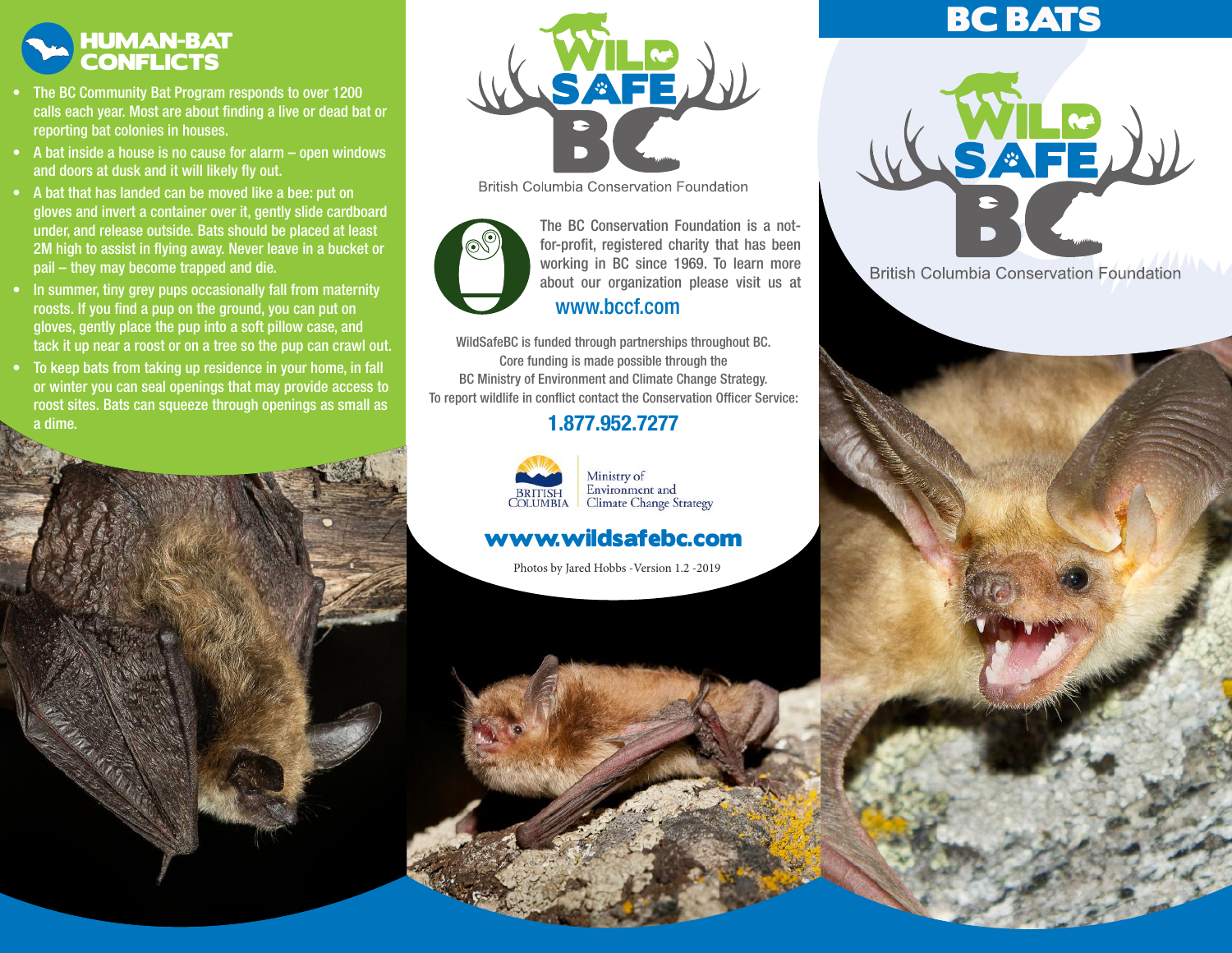## HUMAN-BAT CONFLICTS

- The BC Community Bat Program responds to over 1200 calls each year. Most are about finding a live or dead bat or reporting bat colonies in houses.
- A bat inside a house is no cause for alarm – open windows and doors at dusk and it will likely fly out.
- A bat that has landed can be moved like a bee: put on gloves and invert a container over it, gently slide cardboard under, and release outside. Bats should be placed at least 2M high to assist in flying away. Never leave in a bucket or pail – they may become trapped and die.
- In summer, tiny grey pups occasionally fall from maternity roosts. If you find a pup on the ground, you can put on gloves, gently place the pup into a soft pillow case, and tack it up near a roost or on a tree so the pup can crawl out.
- To keep bats from taking up residence in your home, in fall or winter you can seal openings that may provide access to roost sites. Bats can squeeze through openings as small as a dime.

WILD SAFE BC

British Columbia Conservation Foundation

The BC Conservation Foundation is a not-for-profit, registered charity that has been working in BC since 1969. To learn more about our organization please visit us at

www.bccf.com

WildSafeBC is funded through partnerships throughout BC. Core funding is made possible through the BC Ministry of Environment and Climate Change Strategy. To report wildlife in conflict contact the Conservation Officer Service:

**1.877.952.7277**

BRITISH COLUMBIA | Ministry of Environment and Climate Change Strategy

**www.wildsafebc.com**

Photos by Jared Hobbs -Version 1.2 -2019

# BC BATS

WILD SAFE BC

British Columbia Conservation Foundation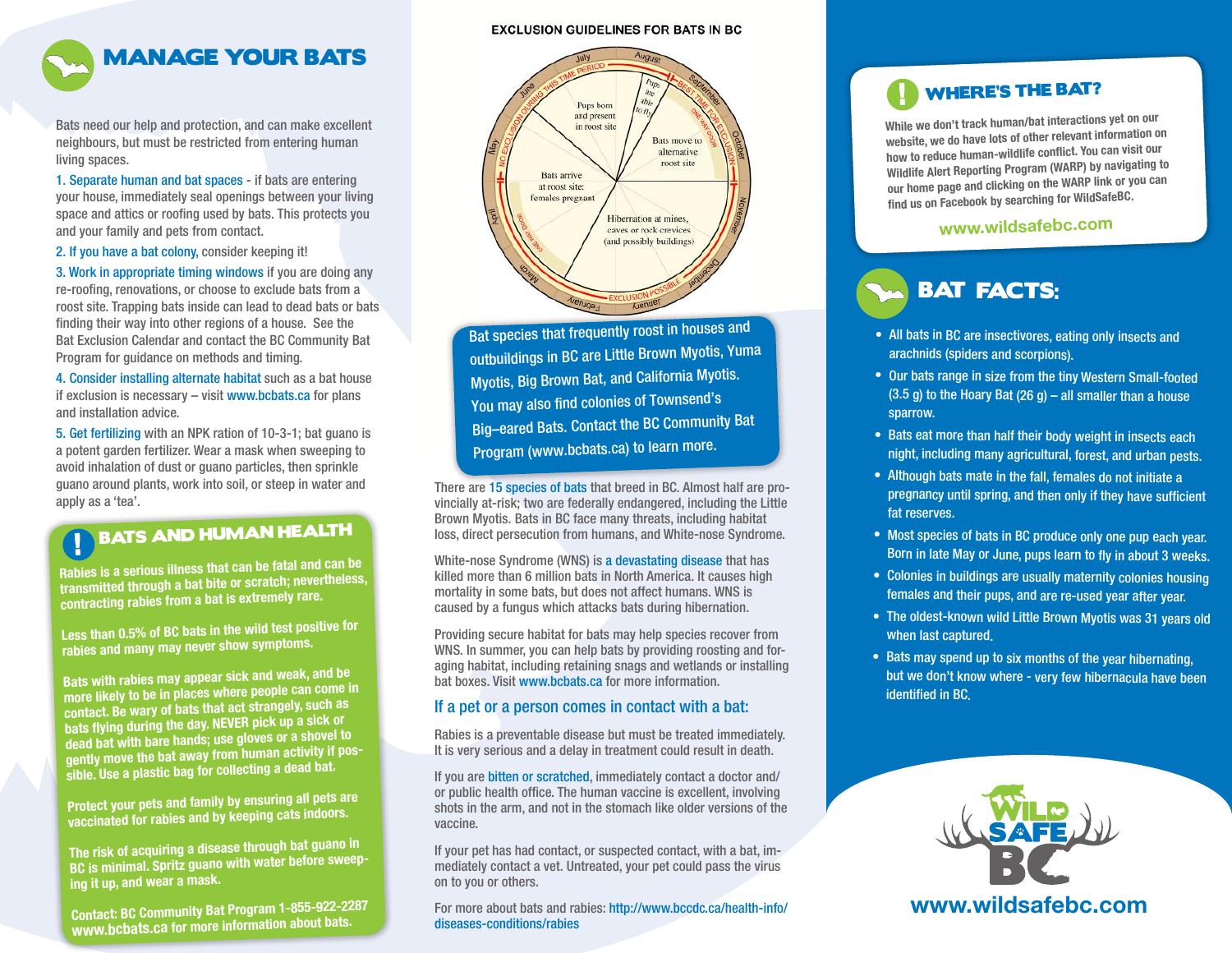# MANAGE YOUR BATS

Bats need our help and protection, and can make excellent neighbours, but must be restricted from entering human living spaces.

1. Separate human and bat spaces - if bats are entering your house, immediately seal openings between your living space and attics or roofing used by bats. This protects you and your family and pets from contact.

2. If you have a bat colony, consider keeping it!

3. Work in appropriate timing windows if you are doing any re-roofing, renovations, or choose to exclude bats from a roost site. Trapping bats inside can lead to dead bats or bats finding their way into other regions of a house. See the Bat Exclusion Calendar and contact the BC Community Bat Program for guidance on methods and timing.

4. Consider installing alternate habitat such as a bat house if exclusion is necessary – visit www.bcbats.ca for plans and installation advice.

5. Get fertilizing with an NPK ration of 10-3-1; bat guano is a potent garden fertilizer. Wear a mask when sweeping to avoid inhalation of dust or guano particles, then sprinkle guano around plants, work into soil, or steep in water and apply as a 'tea'.

## BATS AND HUMAN HEALTH

Rabies is a serious illness that can be fatal and can be transmitted through a bat bite or scratch; nevertheless, contracting rabies from a bat is extremely rare.

Less than 0.5% of BC bats in the wild test positive for rabies and many may never show symptoms.

Bats with rabies may appear sick and weak, and be more likely to be in places where people can come in contact. Be wary of bats that act strangely, such as bats flying during the day. NEVER pick up a sick or dead bat with bare hands; use gloves or a shovel to gently move the bat away from human activity if possible. Use a plastic bag for collecting a dead bat.

Protect your pets and family by ensuring all pets are vaccinated for rabies and by keeping cats indoors.

The risk of acquiring a disease through bat guano in BC is minimal. Spritz guano with water before sweeping it up, and wear a mask.

Contact: BC Community Bat Program 1-855-922-2287 www.bcbats.ca for more information about bats.

## EXCLUSION GUIDELINES FOR BATS IN BC

July
August
September
October
November
December
January
February
March
April
May
June

NO EXCLUSION DURING THIS TIME PERIOD
BEST TIME FOR EXCLUSION
ONE WAY DOOR
EXCLUSION POSSIBLE
ONE WAY DOOR

Pups born and present in roost site
Pups are able to fly
Bats move to alternative roost site
Bats arrive at roost site: females pregnant
Hibernation at mines, caves or rock crevices (and possibly buildings)

Bat species that frequently roost in houses and outbuildings in BC are Little Brown Myotis, Yuma Myotis, Big Brown Bat, and California Myotis. You may also find colonies of Townsend's Big–eared Bats. Contact the BC Community Bat Program (www.bcbats.ca) to learn more.

There are 15 species of bats that breed in BC. Almost half are provincially at-risk; two are federally endangered, including the Little Brown Myotis. Bats in BC face many threats, including habitat loss, direct persecution from humans, and White-nose Syndrome.

White-nose Syndrome (WNS) is a devastating disease that has killed more than 6 million bats in North America. It causes high mortality in some bats, but does not affect humans. WNS is caused by a fungus which attacks bats during hibernation.

Providing secure habitat for bats may help species recover from WNS. In summer, you can help bats by providing roosting and foraging habitat, including retaining snags and wetlands or installing bat boxes. Visit www.bcbats.ca for more information.

### If a pet or a person comes in contact with a bat:

Rabies is a preventable disease but must be treated immediately. It is very serious and a delay in treatment could result in death.

If you are bitten or scratched, immediately contact a doctor and/or public health office. The human vaccine is excellent, involving shots in the arm, and not in the stomach like older versions of the vaccine.

If your pet has had contact, or suspected contact, with a bat, immediately contact a vet. Untreated, your pet could pass the virus on to you or others.

For more about bats and rabies: http://www.bccdc.ca/health-info/diseases-conditions/rabies

## WHERE'S THE BAT?

While we don't track human/bat interactions yet on our website, we do have lots of other relevant information on how to reduce human-wildlife conflict. You can visit our Wildlife Alert Reporting Program (WARP) by navigating to our home page and clicking on the WARP link or you can find us on Facebook by searching for WildSafeBC.

www.wildsafebc.com

## BAT FACTS:

- All bats in BC are insectivores, eating only insects and arachnids (spiders and scorpions).
- Our bats range in size from the tiny Western Small-footed (3.5 g) to the Hoary Bat (26 g) – all smaller than a house sparrow.
- Bats eat more than half their body weight in insects each night, including many agricultural, forest, and urban pests.
- Although bats mate in the fall, females do not initiate a pregnancy until spring, and then only if they have sufficient fat reserves.
- Most species of bats in BC produce only one pup each year. Born in late May or June, pups learn to fly in about 3 weeks.
- Colonies in buildings are usually maternity colonies housing females and their pups, and are re-used year after year.
- The oldest-known wild Little Brown Myotis was 31 years old when last captured.
- Bats may spend up to six months of the year hibernating, but we don't know where - very few hibernacula have been identified in BC.

WILD SAFE BC

www.wildsafebc.com